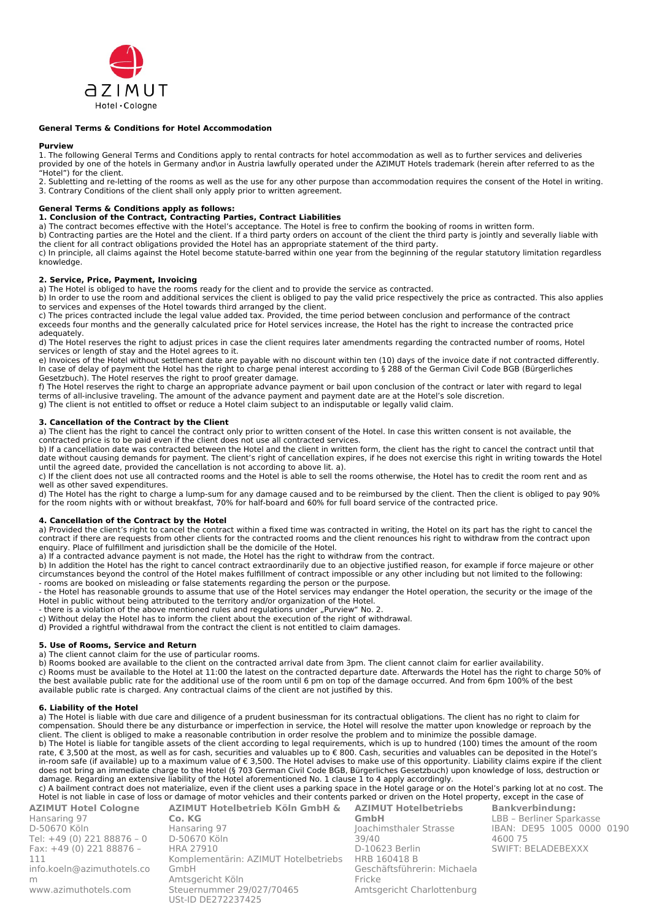AZIMUT Hotel · Cologne

**General Terms & Conditions for Hotel Accommodation**

**Purview**

1. The following General Terms and Conditions apply to rental contracts for hotel accommodation as well as to further services and deliveries provided by one of the hotels in Germany and\or in Austria lawfully operated under the AZIMUT Hotels trademark (herein after referred to as the "Hotel") for the client.
2. Subletting and re-letting of the rooms as well as the use for any other purpose than accommodation requires the consent of the Hotel in writing.
3. Contrary Conditions of the client shall only apply prior to written agreement.

**General Terms & Conditions apply as follows:**

**1. Conclusion of the Contract, Contracting Parties, Contract Liabilities**

a) The contract becomes effective with the Hotel's acceptance. The Hotel is free to confirm the booking of rooms in written form.
b) Contracting parties are the Hotel and the client. If a third party orders on account of the client the third party is jointly and severally liable with the client for all contract obligations provided the Hotel has an appropriate statement of the third party.
c) In principle, all claims against the Hotel become statute-barred within one year from the beginning of the regular statutory limitation regardless knowledge.

**2. Service, Price, Payment, Invoicing**

a) The Hotel is obliged to have the rooms ready for the client and to provide the service as contracted.
b) In order to use the room and additional services the client is obliged to pay the valid price respectively the price as contracted. This also applies to services and expenses of the Hotel towards third arranged by the client.
c) The prices contracted include the legal value added tax. Provided, the time period between conclusion and performance of the contract exceeds four months and the generally calculated price for Hotel services increase, the Hotel has the right to increase the contracted price adequately.
d) The Hotel reserves the right to adjust prices in case the client requires later amendments regarding the contracted number of rooms, Hotel services or length of stay and the Hotel agrees to it.
e) Invoices of the Hotel without settlement date are payable with no discount within ten (10) days of the invoice date if not contracted differently. In case of delay of payment the Hotel has the right to charge penal interest according to § 288 of the German Civil Code BGB (Bürgerliches Gesetzbuch). The Hotel reserves the right to proof greater damage.
f) The Hotel reserves the right to charge an appropriate advance payment or bail upon conclusion of the contract or later with regard to legal terms of all-inclusive traveling. The amount of the advance payment and payment date are at the Hotel's sole discretion.
g) The client is not entitled to offset or reduce a Hotel claim subject to an indisputable or legally valid claim.

**3. Cancellation of the Contract by the Client**

a) The client has the right to cancel the contract only prior to written consent of the Hotel. In case this written consent is not available, the contracted price is to be paid even if the client does not use all contracted services.
b) If a cancellation date was contracted between the Hotel and the client in written form, the client has the right to cancel the contract until that date without causing demands for payment. The client's right of cancellation expires, if he does not exercise this right in writing towards the Hotel until the agreed date, provided the cancellation is not according to above lit. a).
c) If the client does not use all contracted rooms and the Hotel is able to sell the rooms otherwise, the Hotel has to credit the room rent and as well as other saved expenditures.
d) The Hotel has the right to charge a lump-sum for any damage caused and to be reimbursed by the client. Then the client is obliged to pay 90% for the room nights with or without breakfast, 70% for half-board and 60% for full board service of the contracted price.

**4. Cancellation of the Contract by the Hotel**

a) Provided the client's right to cancel the contract within a fixed time was contracted in writing, the Hotel on its part has the right to cancel the contract if there are requests from other clients for the contracted rooms and the client renounces his right to withdraw from the contract upon enquiry. Place of fulfillment and jurisdiction shall be the domicile of the Hotel.
a) If a contracted advance payment is not made, the Hotel has the right to withdraw from the contract.
b) In addition the Hotel has the right to cancel contract extraordinarily due to an objective justified reason, for example if force majeure or other circumstances beyond the control of the Hotel makes fulfillment of contract impossible or any other including but not limited to the following:
- rooms are booked on misleading or false statements regarding the person or the purpose.
- the Hotel has reasonable grounds to assume that use of the Hotel services may endanger the Hotel operation, the security or the image of the Hotel in public without being attributed to the territory and/or organization of the Hotel.
- there is a violation of the above mentioned rules and regulations under „Purview" No. 2.

c) Without delay the Hotel has to inform the client about the execution of the right of withdrawal.
d) Provided a rightful withdrawal from the contract the client is not entitled to claim damages.

**5. Use of Rooms, Service and Return**

a) The client cannot claim for the use of particular rooms.
b) Rooms booked are available to the client on the contracted arrival date from 3pm. The client cannot claim for earlier availability.
c) Rooms must be available to the Hotel at 11:00 the latest on the contracted departure date. Afterwards the Hotel has the right to charge 50% of the best available public rate for the additional use of the room until 6 pm on top of the damage occurred. And from 6pm 100% of the best available public rate is charged. Any contractual claims of the client are not justified by this.

**6. Liability of the Hotel**

a) The Hotel is liable with due care and diligence of a prudent businessman for its contractual obligations. The client has no right to claim for compensation. Should there be any disturbance or imperfection in service, the Hotel will resolve the matter upon knowledge or reproach by the client. The client is obliged to make a reasonable contribution in order resolve the problem and to minimize the possible damage.
b) The Hotel is liable for tangible assets of the client according to legal requirements, which is up to hundred (100) times the amount of the room rate, € 3,500 at the most, as well as for cash, securities and valuables up to € 800. Cash, securities and valuables can be deposited in the Hotel's in-room safe (if available) up to a maximum value of € 3,500. The Hotel advises to make use of this opportunity. Liability claims expire if the client does not bring an immediate charge to the Hotel (§ 703 German Civil Code BGB, Bürgerliches Gesetzbuch) upon knowledge of loss, destruction or damage. Regarding an extensive liability of the Hotel aforementioned No. 1 clause 1 to 4 apply accordingly.
c) A bailment contract does not materialize, even if the client uses a parking space in the Hotel garage or on the Hotel's parking lot at no cost. The Hotel is not liable in case of loss or damage of motor vehicles and their contents parked or driven on the Hotel property, except in the case of

**AZIMUT Hotel Cologne**
Hansaring 97
D-50670 Köln
Tel: +49 (0) 221 88876 – 0
Fax: +49 (0) 221 88876 – 111
info.koeln@azimuthotels.com
www.azimuthotels.com

**AZIMUT Hotelbetrieb Köln GmbH & Co. KG**
Hansaring 97
D-50670 Köln
HRA 27910
Komplementärin: AZIMUT Hotelbetriebs GmbH
Amtsgericht Köln
Steuernummer 29/027/70465
USt-ID DE272237425

**AZIMUT Hotelbetriebs GmbH**
Joachimsthaler Strasse 39/40
D-10623 Berlin
HRB 160418 B
Geschäftsführerin: Michaela Fricke
Amtsgericht Charlottenburg

**Bankverbindung:**
LBB – Berliner Sparkasse
IBAN: DE95 1005 0000 0190 4600 75
SWIFT: BELADEBEXXX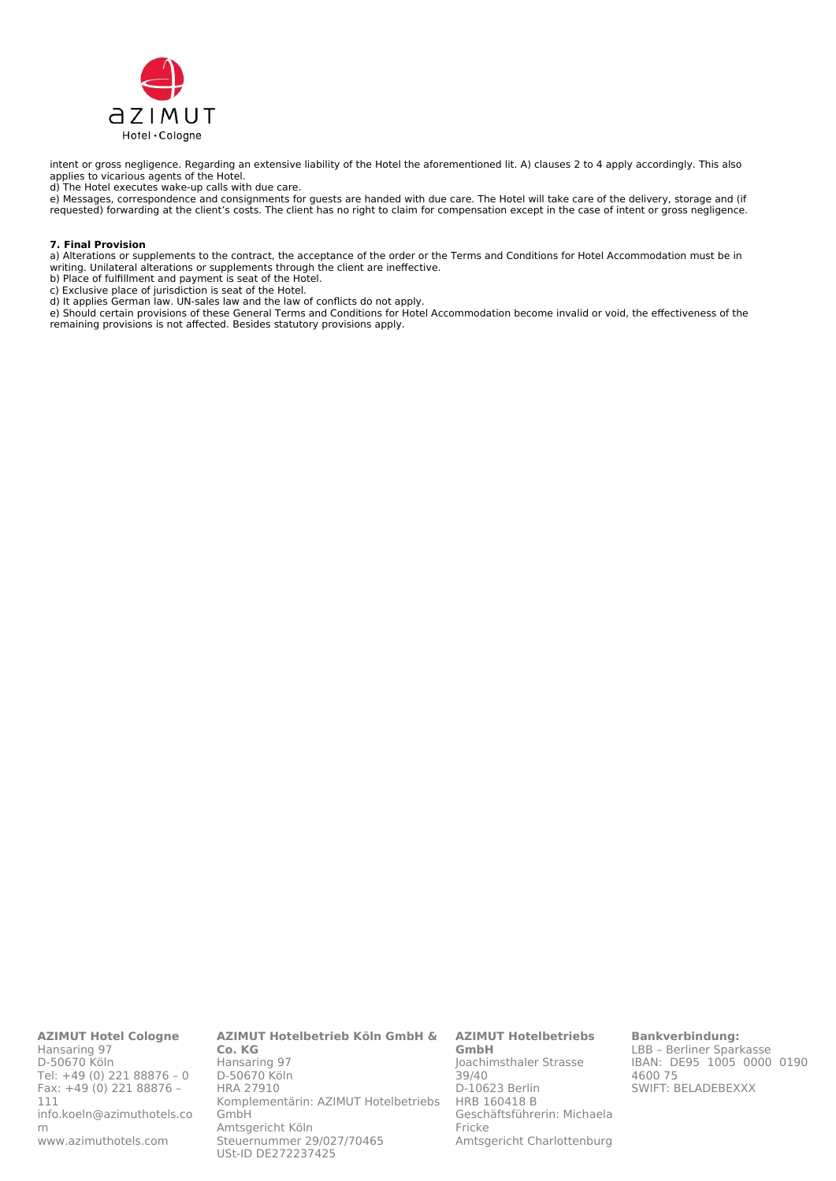intent or gross negligence. Regarding an extensive liability of the Hotel the aforementioned lit. A) clauses 2 to 4 apply accordingly. This also applies to vicarious agents of the Hotel.

d) The Hotel executes wake-up calls with due care.

e) Messages, correspondence and consignments for guests are handed with due care. The Hotel will take care of the delivery, storage and (if requested) forwarding at the client's costs. The client has no right to claim for compensation except in the case of intent or gross negligence.

**7. Final Provision**

a) Alterations or supplements to the contract, the acceptance of the order or the Terms and Conditions for Hotel Accommodation must be in writing. Unilateral alterations or supplements through the client are ineffective.

b) Place of fulfillment and payment is seat of the Hotel.

c) Exclusive place of jurisdiction is seat of the Hotel.

d) It applies German law. UN-sales law and the law of conflicts do not apply.

e) Should certain provisions of these General Terms and Conditions for Hotel Accommodation become invalid or void, the effectiveness of the remaining provisions is not affected. Besides statutory provisions apply.